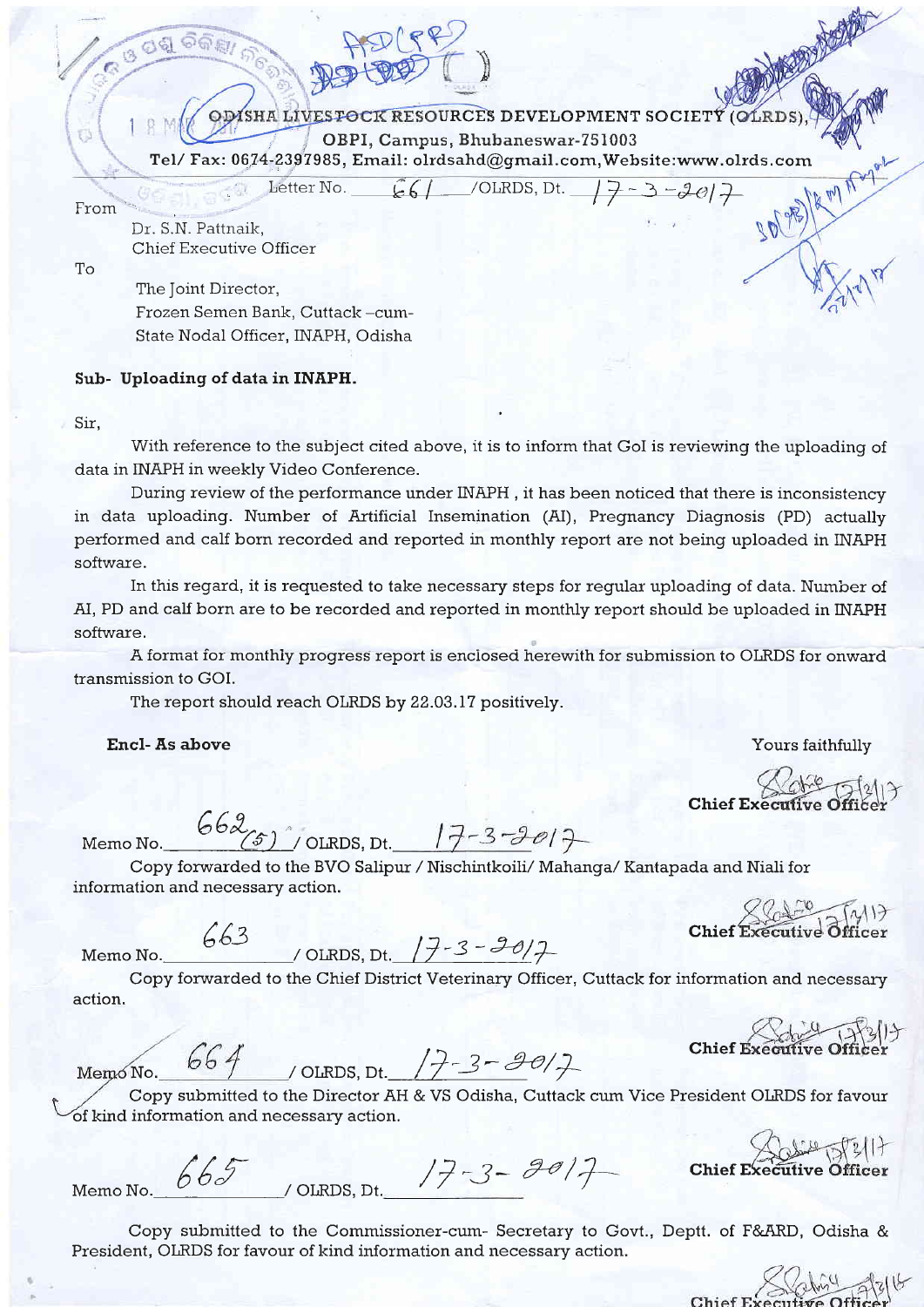**ODISHA LIVESTOCK RESOURCES DEVELOPMENT SOCIETY (OLRDS),**
**OBPI, Campus, Bhubaneswar-751003**
**Tel/ Fax: 0674-2397985, Email: olrdsahd@gmail.com, Website: www.olrds.com**

Letter No. 661 /OLRDS, Dt. 17-3-2017

From

Dr. S.N. Pattnaik,
Chief Executive Officer

To

The Joint Director,
Frozen Semen Bank, Cuttack –cum-
State Nodal Officer, INAPH, Odisha

**Sub- Uploading of data in INAPH.**

Sir,

With reference to the subject cited above, it is to inform that GoI is reviewing the uploading of data in INAPH in weekly Video Conference.

During review of the performance under INAPH , it has been noticed that there is inconsistency in data uploading. Number of Artificial Insemination (AI), Pregnancy Diagnosis (PD) actually performed and calf born recorded and reported in monthly report are not being uploaded in INAPH software.

In this regard, it is requested to take necessary steps for regular uploading of data. Number of AI, PD and calf born are to be recorded and reported in monthly report should be uploaded in INAPH software.

A format for monthly progress report is enclosed herewith for submission to OLRDS for onward transmission to GOI.

The report should reach OLRDS by 22.03.17 positively.

**Encl- As above**

Yours faithfully

**Chief Executive Officer**

Memo No. 662(5) / OLRDS, Dt. 17-3-2017

Copy forwarded to the BVO Salipur / Nischintkoili/ Mahanga/ Kantapada and Niali for information and necessary action.

**Chief Executive Officer**

Memo No. 663 / OLRDS, Dt. 17-3-2017

Copy forwarded to the Chief District Veterinary Officer, Cuttack for information and necessary action.

**Chief Executive Officer**

Memo No. 664 / OLRDS, Dt. 17-3-2017

Copy submitted to the Director AH & VS Odisha, Cuttack cum Vice President OLRDS for favour of kind information and necessary action.

**Chief Executive Officer**

Memo No. 665 / OLRDS, Dt. 17-3-2017

Copy submitted to the Commissioner-cum- Secretary to Govt., Deptt. of F&ARD, Odisha & President, OLRDS for favour of kind information and necessary action.

**Chief Executive Officer**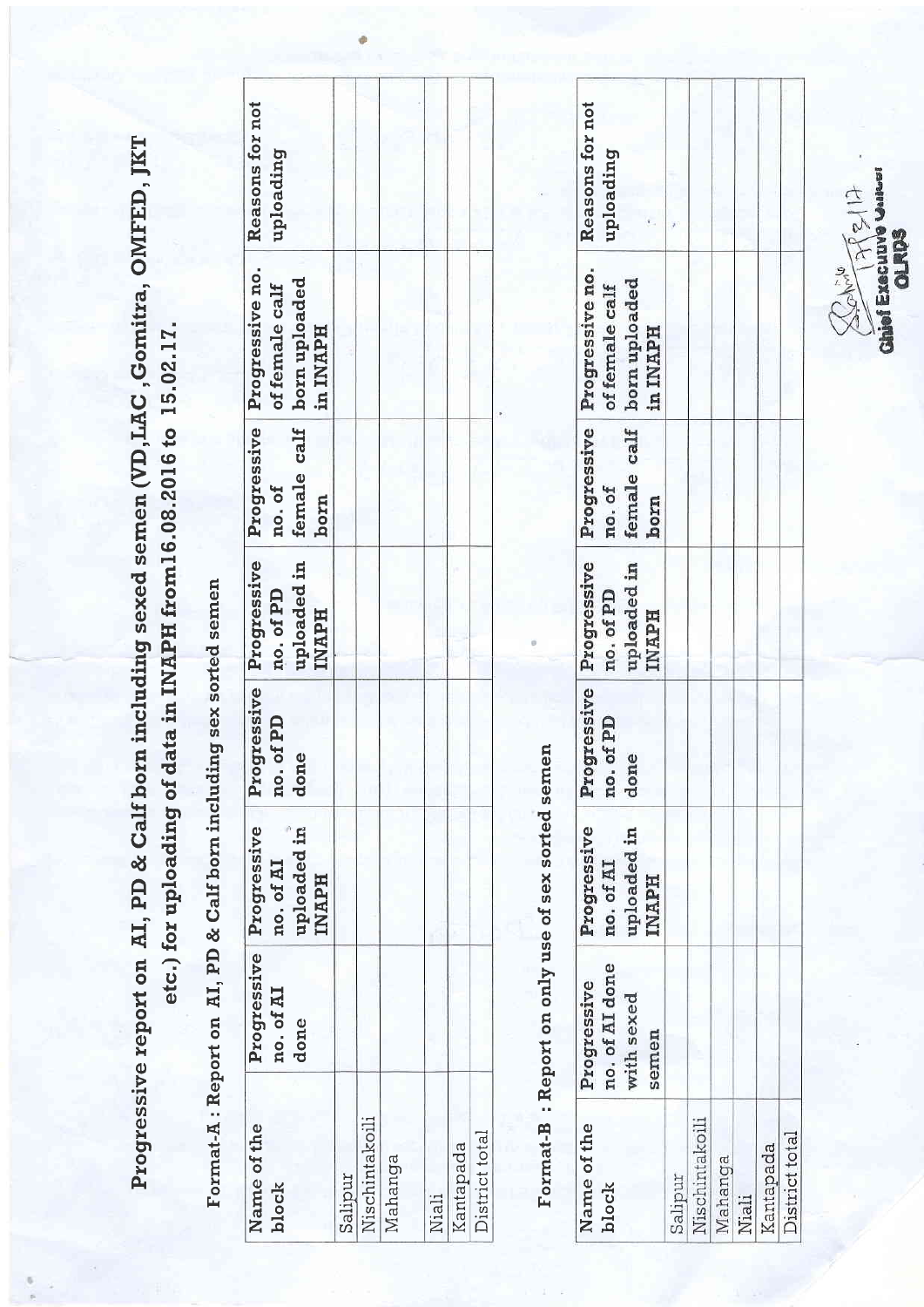# Progressive report on AI, PD & Calf born including sexed semen (VD,LAC ,Gomitra, OMFED, JKT etc.) for uploading of data in INAPH from16.08.2016 to 15.02.17.

Format-A : Report on AI, PD & Calf born including sex sorted semen

| Name of the block | Progressive no. of AI done | Progressive no. of AI uploaded in INAPH | Progressive no. of PD done | Progressive no. of PD uploaded in INAPH | Progressive no. of female calf born | Progressive no. of female calf born uploaded in INAPH | Reasons for not uploading |
|---|---|---|---|---|---|---|---|
| Salipur | | | | | | | |
| Nischintakoili | | | | | | | |
| Mahanga | | | | | | | |
| Niali | | | | | | | |
| Kantapada | | | | | | | |
| District total | | | | | | | |

Format-B : Report on only use of sex sorted semen

| Name of the block | Progressive no. of AI done with sexed semen | Progressive no. of AI uploaded in INAPH | Progressive no. of PD done | Progressive no. of PD uploaded in INAPH | Progressive no. of female calf born | Progressive no. of female calf born uploaded in INAPH | Reasons for not uploading |
|---|---|---|---|---|---|---|---|
| Salipur | | | | | | | |
| Nischintakoili | | | | | | | |
| Mahanga | | | | | | | |
| Niali | | | | | | | |
| Kantapada | | | | | | | |
| District total | | | | | | | |

17/3/17

Chief Executive Officer
OLRDS